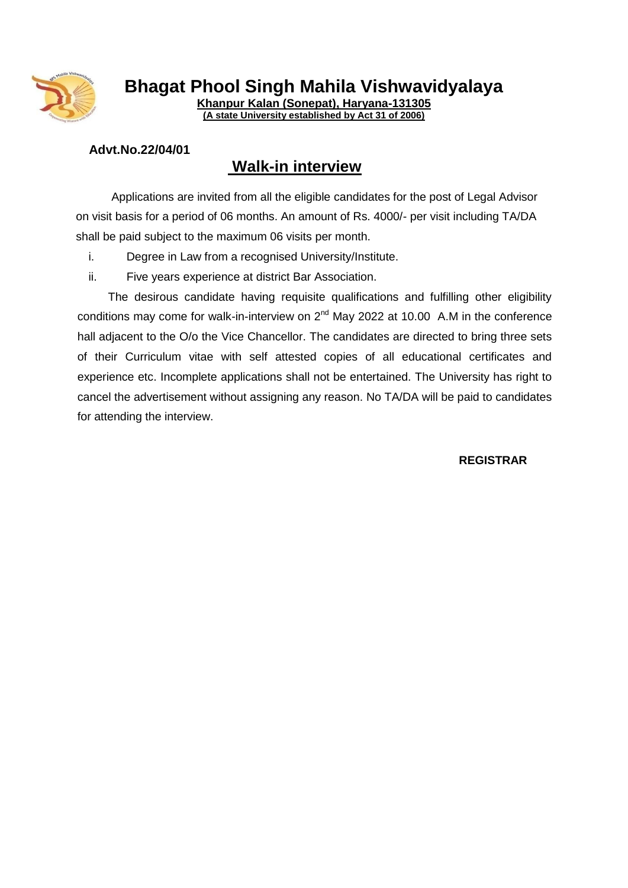# Bhagat Phool Singh Mahila Vishwavidyalaya

**Khanpur Kalan (Sonepat), Haryana-131305**
**(A state University established by Act 31 of 2006)**

**Advt.No.22/04/01**

## Walk-in interview

Applications are invited from all the eligible candidates for the post of Legal Advisor on visit basis for a period of 06 months. An amount of Rs. 4000/- per visit including TA/DA shall be paid subject to the maximum 06 visits per month.

i. Degree in Law from a recognised University/Institute.

ii. Five years experience at district Bar Association.

The desirous candidate having requisite qualifications and fulfilling other eligibility conditions may come for walk-in-interview on 2nd May 2022 at 10.00 A.M in the conference hall adjacent to the O/o the Vice Chancellor. The candidates are directed to bring three sets of their Curriculum vitae with self attested copies of all educational certificates and experience etc. Incomplete applications shall not be entertained. The University has right to cancel the advertisement without assigning any reason. No TA/DA will be paid to candidates for attending the interview.

**REGISTRAR**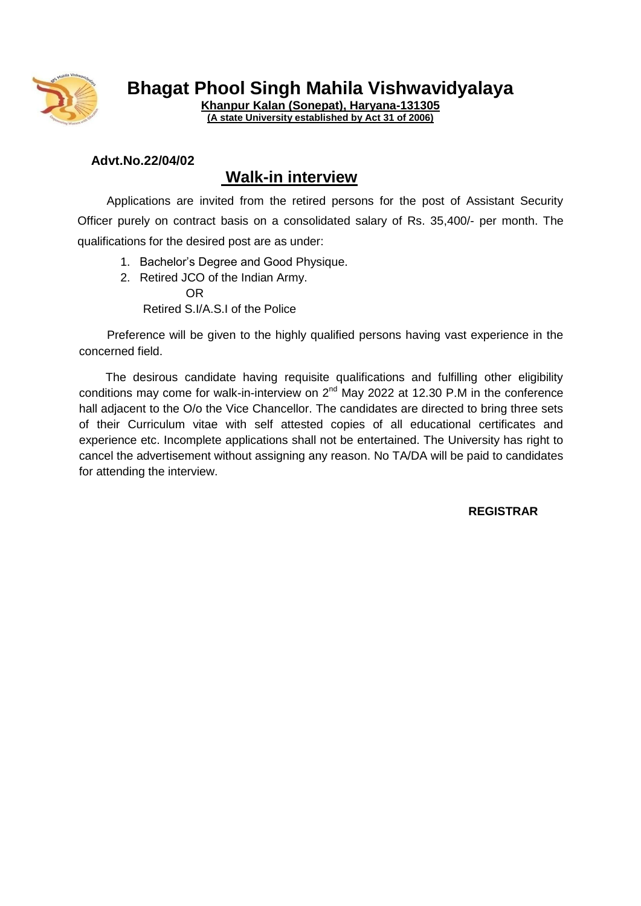# Bhagat Phool Singh Mahila Vishwavidyalaya

**Khanpur Kalan (Sonepat), Haryana-131305**
**(A state University established by Act 31 of 2006)**

**Advt.No.22/04/02**

## Walk-in interview

Applications are invited from the retired persons for the post of Assistant Security Officer purely on contract basis on a consolidated salary of Rs. 35,400/- per month. The qualifications for the desired post are as under:

1. Bachelor's Degree and Good Physique.
2. Retired JCO of the Indian Army.

   OR

   Retired S.I/A.S.I of the Police

Preference will be given to the highly qualified persons having vast experience in the concerned field.

The desirous candidate having requisite qualifications and fulfilling other eligibility conditions may come for walk-in-interview on 2nd May 2022 at 12.30 P.M in the conference hall adjacent to the O/o the Vice Chancellor. The candidates are directed to bring three sets of their Curriculum vitae with self attested copies of all educational certificates and experience etc. Incomplete applications shall not be entertained. The University has right to cancel the advertisement without assigning any reason. No TA/DA will be paid to candidates for attending the interview.

**REGISTRAR**